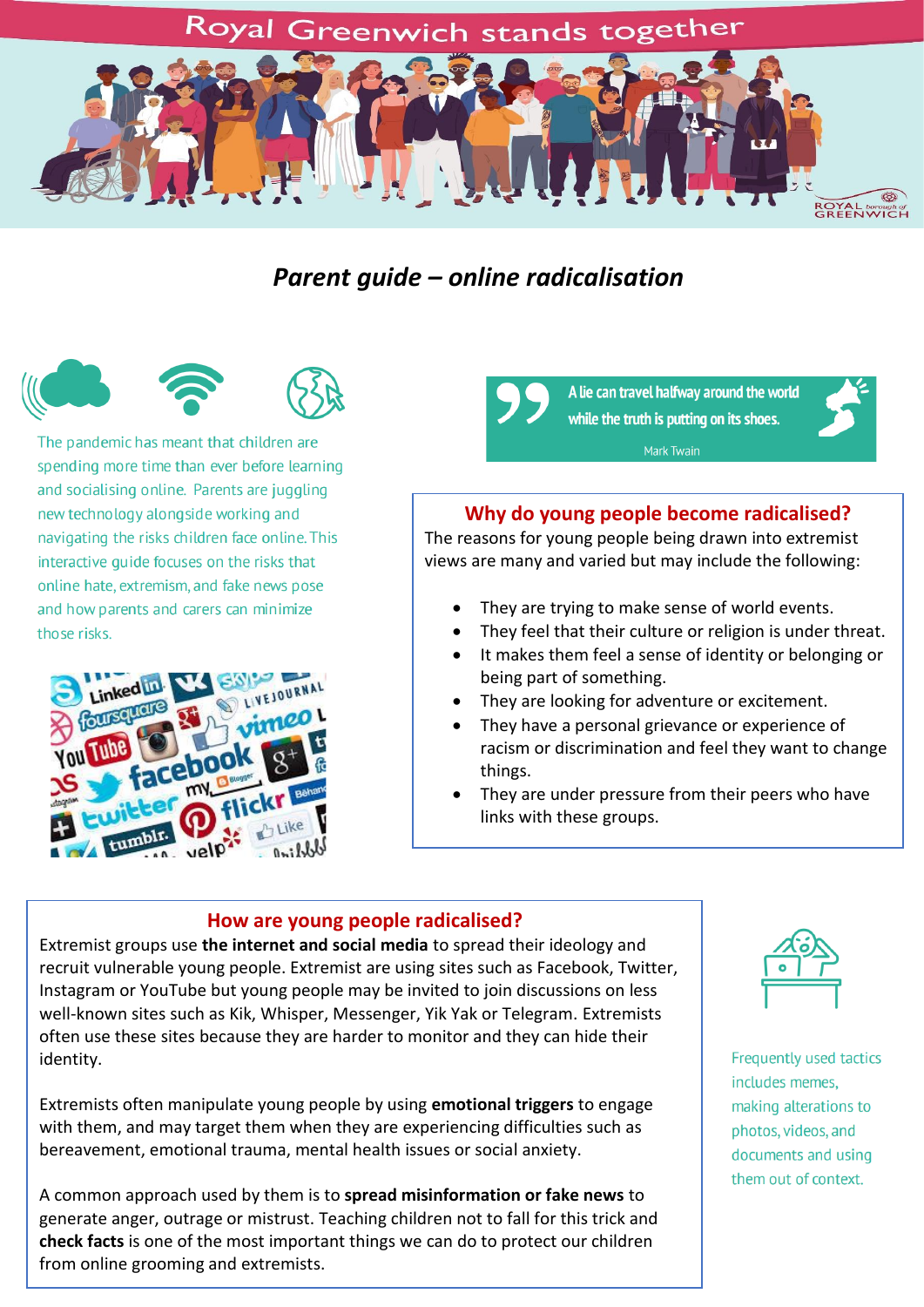# Royal Greenwich stands together

## *Parent guide – online radicalisation*

The pandemic has meant that children are spending more time than ever before learning and socialising online. Parents are juggling new technology alongside working and navigating the risks children face online. This interactive guide focuses on the risks that online hate, extremism, and fake news pose and how parents and carers can minimize those risks.

> A lie can travel halfway around the world while the truth is putting on its shoes.
>
> Mark Twain

### Why do young people become radicalised?

The reasons for young people being drawn into extremist views are many and varied but may include the following:

- They are trying to make sense of world events.
- They feel that their culture or religion is under threat.
- It makes them feel a sense of identity or belonging or being part of something.
- They are looking for adventure or excitement.
- They have a personal grievance or experience of racism or discrimination and feel they want to change things.
- They are under pressure from their peers who have links with these groups.

### How are young people radicalised?

Extremist groups use **the internet and social media** to spread their ideology and recruit vulnerable young people. Extremist are using sites such as Facebook, Twitter, Instagram or YouTube but young people may be invited to join discussions on less well-known sites such as Kik, Whisper, Messenger, Yik Yak or Telegram. Extremists often use these sites because they are harder to monitor and they can hide their identity.

Extremists often manipulate young people by using **emotional triggers** to engage with them, and may target them when they are experiencing difficulties such as bereavement, emotional trauma, mental health issues or social anxiety.

A common approach used by them is to **spread misinformation or fake news** to generate anger, outrage or mistrust. Teaching children not to fall for this trick and **check facts** is one of the most important things we can do to protect our children from online grooming and extremists.

Frequently used tactics includes memes, making alterations to photos, videos, and documents and using them out of context.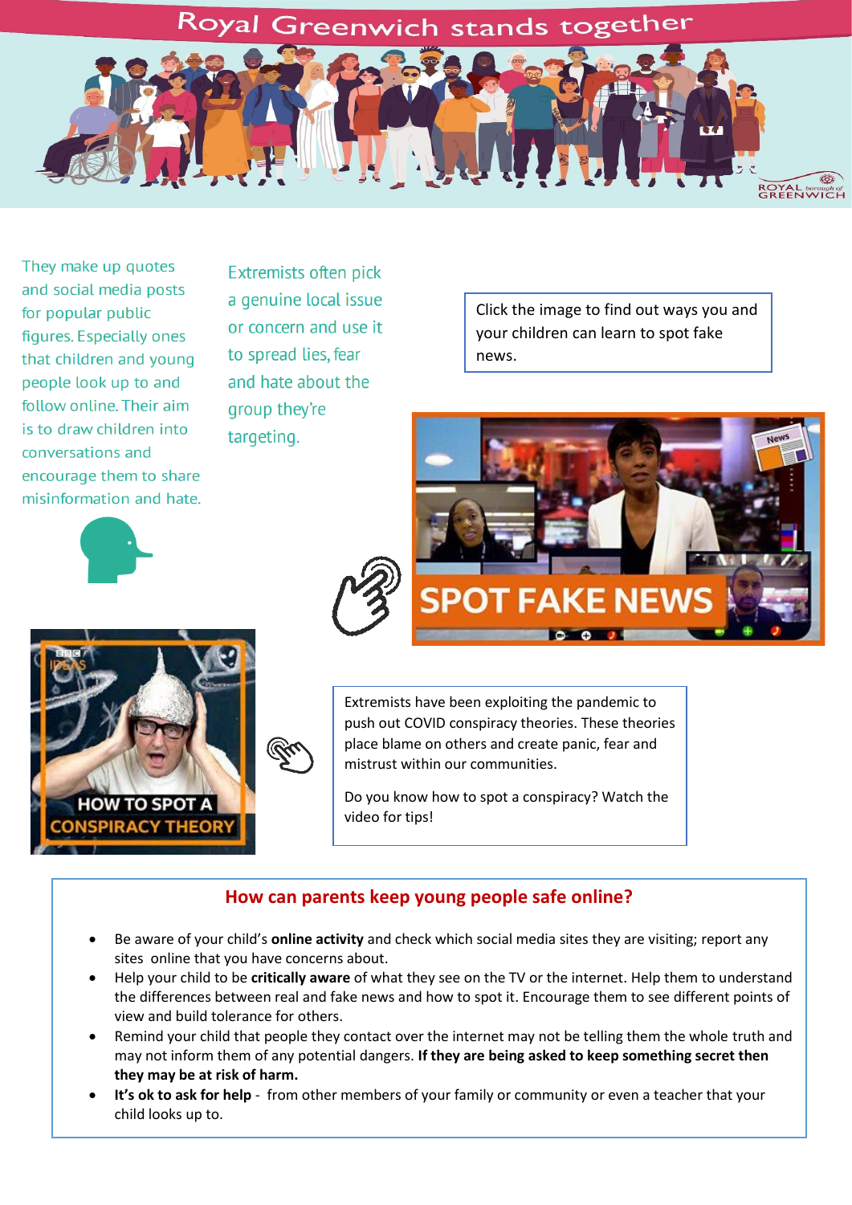# Royal Greenwich stands together

They make up quotes and social media posts for popular public figures. Especially ones that children and young people look up to and follow online. Their aim is to draw children into conversations and encourage them to share misinformation and hate.

Extremists often pick a genuine local issue or concern and use it to spread lies, fear and hate about the group they're targeting.

Click the image to find out ways you and your children can learn to spot fake news.

Extremists have been exploiting the pandemic to push out COVID conspiracy theories. These theories place blame on others and create panic, fear and mistrust within our communities.

Do you know how to spot a conspiracy? Watch the video for tips!

## How can parents keep young people safe online?

- Be aware of your child's **online activity** and check which social media sites they are visiting; report any sites online that you have concerns about.
- Help your child to be **critically aware** of what they see on the TV or the internet. Help them to understand the differences between real and fake news and how to spot it. Encourage them to see different points of view and build tolerance for others.
- Remind your child that people they contact over the internet may not be telling them the whole truth and may not inform them of any potential dangers. **If they are being asked to keep something secret then they may be at risk of harm.**
- **It's ok to ask for help** - from other members of your family or community or even a teacher that your child looks up to.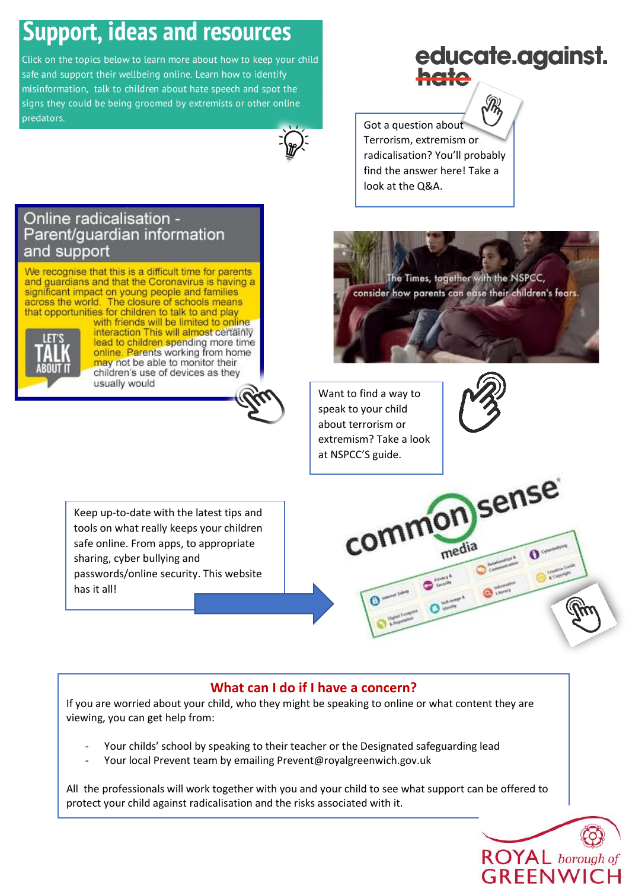# Support, ideas and resources

Click on the topics below to learn more about how to keep your child safe and support their wellbeing online. Learn how to identify misinformation, talk to children about hate speech and spot the signs they could be being groomed by extremists or other online predators.

educate.against.hate

Got a question about Terrorism, extremism or radicalisation? You'll probably find the answer here! Take a look at the Q&A.

## Online radicalisation - Parent/guardian information and support

We recognise that this is a difficult time for parents and guardians and that the Coronavirus is having a significant impact on young people and families across the world. The closure of schools means that opportunities for children to talk to and play with friends will be limited to online interaction This will almost certainly lead to children spending more time online. Parents working from home may not be able to monitor their children's use of devices as they usually would

LET'S TALK ABOUT IT

The Times, together with the NSPCC, consider how parents can ease their children's fears.

Want to find a way to speak to your child about terrorism or extremism? Take a look at NSPCC'S guide.

Keep up-to-date with the latest tips and tools on what really keeps your children safe online. From apps, to appropriate sharing, cyber bullying and passwords/online security. This website has it all!

common sense media

## What can I do if I have a concern?

If you are worried about your child, who they might be speaking to online or what content they are viewing, you can get help from:

- Your childs' school by speaking to their teacher or the Designated safeguarding lead
- Your local Prevent team by emailing Prevent@royalgreenwich.gov.uk

All the professionals will work together with you and your child to see what support can be offered to protect your child against radicalisation and the risks associated with it.

ROYAL borough of GREENWICH